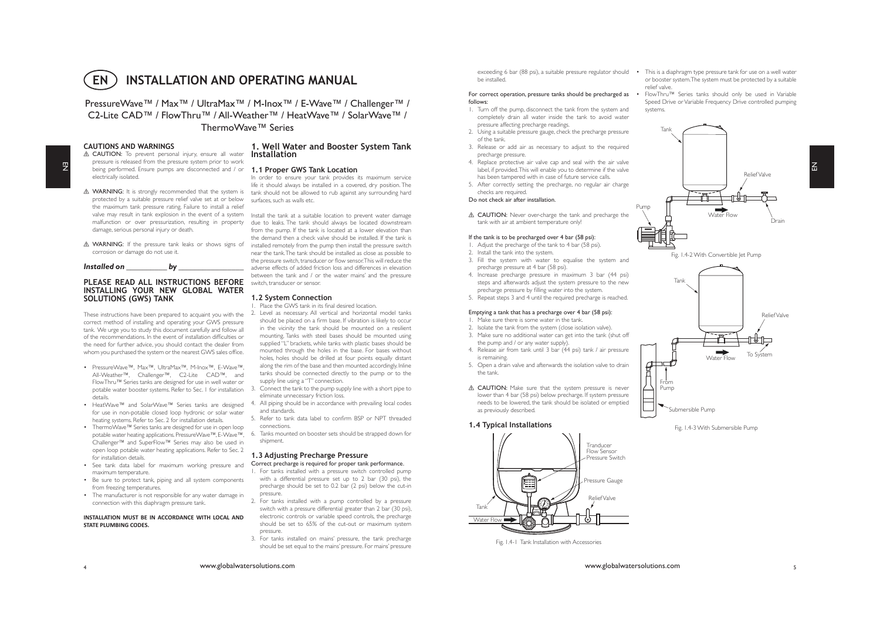# INSTALLATION AND OPERATING MANUAL

PressureWave™ / Max™ / UltraMax™ / M-Inox™ / E-Wave™ / Challenger™ / C2-Lite CAD™ / FlowThru™ / All-Weather™ / HeatWave™ / SolarWave™ / ThermoWave™ Series

### CAUTIONS AND WARNINGS

⚠ CAUTION: To prevent personal injury, ensure all water pressure is released from the pressure system prior to work being performed. Ensure pumps are disconnected and / or electrically isolated.

⚠ WARNING: It is strongly recommended that the system is protected by a suitable pressure relief valve set at or below the maximum tank pressure rating. Failure to install a relief valve may result in tank explosion in the event of a system malfunction or over pressurization, resulting in property damage, serious personal injury or death.

⚠ WARNING: If the pressure tank leaks or shows signs of corrosion or damage do not use it.

*Installed on \_\_\_\_\_\_\_\_\_\_ by \_\_\_\_\_\_\_\_\_\_\_\_\_\_*

### PLEASE READ ALL INSTRUCTIONS BEFORE INSTALLING YOUR NEW GLOBAL WATER SOLUTIONS (GWS) TANK

These instructions have been prepared to acquaint you with the correct method of installing and operating your GWS pressure tank. We urge you to study this document carefully and follow all of the recommendations. In the event of installation difficulties or the need for further advice, you should contact the dealer from whom you purchased the system or the nearest GWS sales office.

- PressureWave™, Max™, UltraMax™, M-Inox™, E-Wave™, All-Weather™, Challenger™, C2-Lite CAD™, and FlowThru™ Series tanks are designed for use in well water or potable water booster systems. Refer to Sec. 1 for installation details.
- HeatWave™ and SolarWave™ Series tanks are designed for use in non-potable closed loop hydronic or solar water heating systems. Refer to Sec. 2 for installation details.
- ThermoWave™ Series tanks are designed for use in open loop potable water heating applications. PressureWave™, E-Wave™, Challenger™ and SuperFlow™ Series may also be used in open loop potable water heating applications. Refer to Sec. 2 for installation details.
- See tank data label for maximum working pressure and maximum temperature.
- Be sure to protect tank, piping and all system components from freezing temperatures.
- The manufacturer is not responsible for any water damage in connection with this diaphragm pressure tank.

**INSTALLATION MUST BE IN ACCORDANCE WITH LOCAL AND STATE PLUMBING CODES.**

## 1. Well Water and Booster System Tank Installation

### 1.1 Proper GWS Tank Location

In order to ensure your tank provides its maximum service life it should always be installed in a covered, dry position. The tank should not be allowed to rub against any surrounding hard surfaces, such as walls etc.

Install the tank at a suitable location to prevent water damage due to leaks. The tank should always be located downstream from the pump. If the tank is located at a lower elevation than the demand then a check valve should be installed. If the tank is installed remotely from the pump then install the pressure switch near the tank. The tank should be installed as close as possible to the pressure switch, transducer or flow sensor. This will reduce the adverse effects of added friction loss and differences in elevation between the tank and / or the water mains' and the pressure switch, transducer or sensor.

### 1.2 System Connection

1. Place the GWS tank in its final desired location.
2. Level as necessary. All vertical and horizontal model tanks should be placed on a firm base. If vibration is likely to occur in the vicinity the tank should be mounted on a resilient mounting. Tanks with steel bases should be mounted using supplied "L" brackets, while tanks with plastic bases should be mounted through the holes in the base. For bases without holes, holes should be drilled at four points equally distant along the rim of the base and then mounted accordingly. Inline tanks should be connected directly to the pump or to the supply line using a "T" connection.
3. Connect the tank to the pump supply line with a short pipe to eliminate unnecessary friction loss.
4. All piping should be in accordance with prevailing local codes and standards.
5. Refer to tank data label to confirm BSP or NPT threaded connections.
6. Tanks mounted on booster sets should be strapped down for shipment.

### 1.3 Adjusting Precharge Pressure

**Correct precharge is required for proper tank performance.**

1. For tanks installed with a pressure switch controlled pump with a differential pressure set up to 2 bar (30 psi), the precharge should be set to 0.2 bar (2 psi) below the cut-in pressure.
2. For tanks installed with a pump controlled by a pressure switch with a pressure differential greater than 2 bar (30 psi), electronic controls or variable speed controls, the precharge should be set to 65% of the cut-out or maximum system pressure.
3. For tanks installed on mains' pressure, the tank precharge should be set equal to the mains' pressure. For mains' pressure exceeding 6 bar (88 psi), a suitable pressure regulator should be installed.

**For correct operation, pressure tanks should be precharged as follows:**

1. Turn off the pump, disconnect the tank from the system and completely drain all water inside the tank to avoid water pressure affecting precharge readings.
2. Using a suitable pressure gauge, check the precharge pressure of the tank.
3. Release or add air as necessary to adjust to the required precharge pressure.
4. Replace protective air valve cap and seal with the air valve label, if provided. This will enable you to determine if the valve has been tampered with in case of future service calls.
5. After correctly setting the precharge, no regular air charge checks are required.

**Do not check air after installation.**

⚠ CAUTION: Never over-charge the tank and precharge the tank with air at ambient temperature only!

**If the tank is to be precharged over 4 bar (58 psi):**

1. Adjust the precharge of the tank to 4 bar (58 psi).
2. Install the tank into the system.
3. Fill the system with water to equalise the system and precharge pressure at 4 bar (58 psi).
4. Increase precharge pressure in maximum 3 bar (44 psi) steps and afterwards adjust the system pressure to the new precharge pressure by filling water into the system.
5. Repeat steps 3 and 4 until the required precharge is reached.

**Emptying a tank that has a precharge over 4 bar (58 psi):**

1. Make sure there is some water in the tank.
2. Isolate the tank from the system (close isolation valve).
3. Make sure no additional water can get into the tank (shut off the pump and / or any water supply).
4. Release air from tank until 3 bar (44 psi) tank / air pressure is remaining.
5. Open a drain valve and afterwards the isolation valve to drain the tank.

⚠ CAUTION: Make sure that the system pressure is never lower than 4 bar (58 psi) below precharge. If system pressure needs to be lowered, the tank should be isolated or emptied as previously described.

### 1.4 Typical Installations

Tranducer, Flow Sensor, Pressure Switch; Pressure Gauge; Relief Valve; Tank; Water Flow

Fig. 1.4-1 Tank Installation with Accessories

- This is a diaphragm type pressure tank for use on a well water or booster system. The system must be protected by a suitable relief valve.
- FlowThru™ Series tanks should only be used in Variable Speed Drive or Variable Frequency Drive controlled pumping systems.

Tank; Relief Valve; Pump; Water Flow; Drain

Fig. 1.4-2 With Convertible Jet Pump

Tank; Relief Valve; From Pump; Water Flow; To System; Submersible Pump

Fig. 1.4-3 With Submersible Pump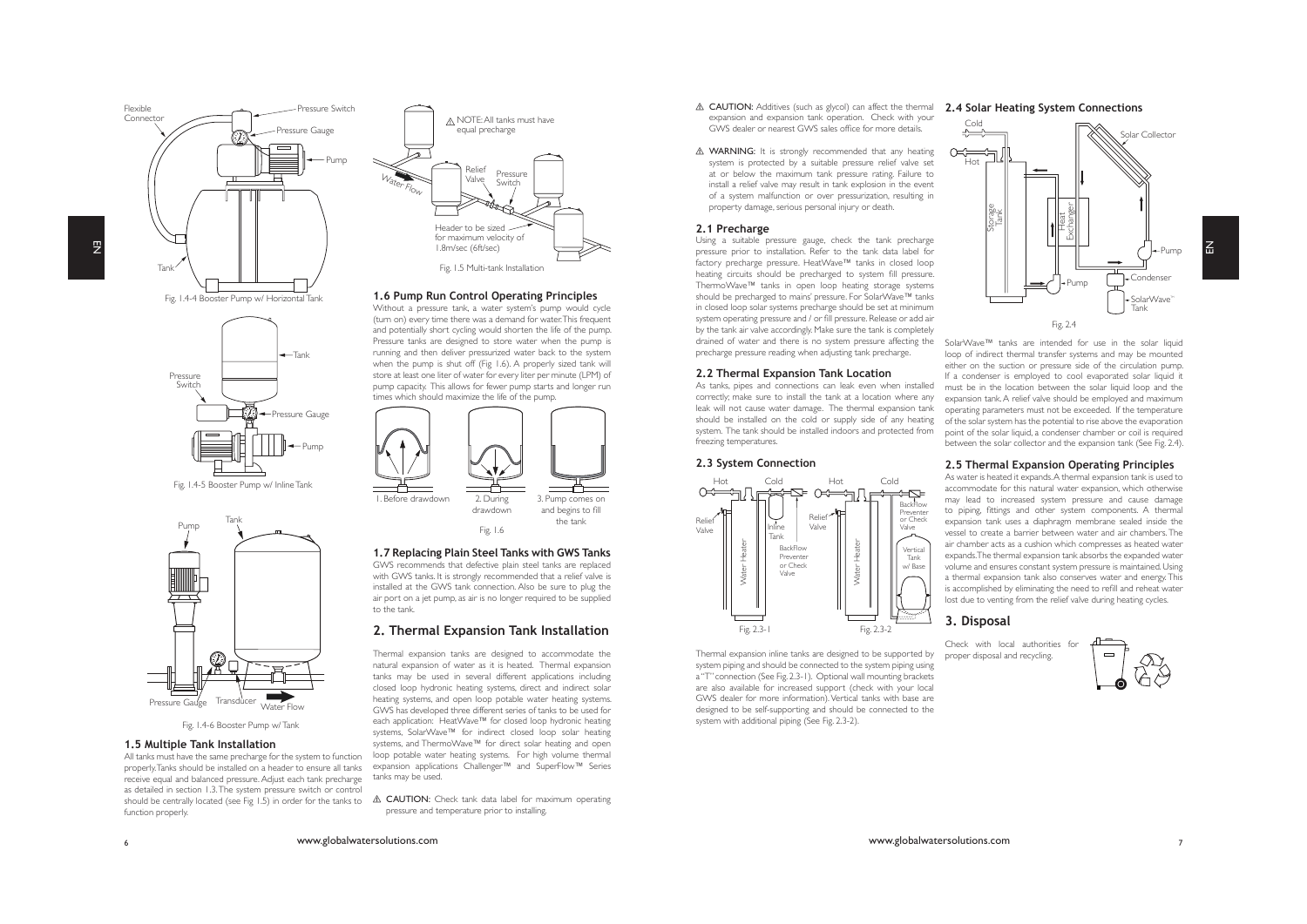Flexible Connector

Pressure Switch

Pressure Gauge

Pump

Tank

Fig. 1.4-4 Booster Pump w/ Horizontal Tank

Tank

Pressure Switch

Pressure Gauge

Pump

Fig. 1.4-5 Booster Pump w/ Inline Tank

Pump

Tank

Pressure Gauge

Transducer

Water Flow

Fig. 1.4-6 Booster Pump w/ Tank

### 1.5 Multiple Tank Installation

All tanks must have the same precharge for the system to function properly. Tanks should be installed on a header to ensure all tanks receive equal and balanced pressure. Adjust each tank precharge as detailed in section 1.3. The system pressure switch or control should be centrally located (see Fig 1.5) in order for the tanks to function properly.

⚠ NOTE: All tanks must have equal precharge

Water Flow

Relief Valve

Pressure Switch

Header to be sized for maximum velocity of 1.8m/sec (6ft/sec)

Fig. 1.5 Multi-tank Installation

### 1.6 Pump Run Control Operating Principles

Without a pressure tank, a water system's pump would cycle (turn on) every time there was a demand for water. This frequent and potentially short cycling would shorten the life of the pump. Pressure tanks are designed to store water when the pump is running and then deliver pressurized water back to the system when the pump is shut off (Fig 1.6). A properly sized tank will store at least one liter of water for every liter per minute (LPM) of pump capacity. This allows for fewer pump starts and longer run times which should maximize the life of the pump.

1. Before drawdown

2. During drawdown

3. Pump comes on and begins to fill the tank

Fig. 1.6

### 1.7 Replacing Plain Steel Tanks with GWS Tanks

GWS recommends that defective plain steel tanks are replaced with GWS tanks. It is strongly recommended that a relief valve is installed at the GWS tank connection. Also be sure to plug the air port on a jet pump, as air is no longer required to be supplied to the tank.

## 2. Thermal Expansion Tank Installation

Thermal expansion tanks are designed to accommodate the natural expansion of water as it is heated. Thermal expansion tanks may be used in several different applications including closed loop hydronic heating systems, direct and indirect solar heating systems, and open loop potable water heating systems. GWS has developed three different series of tanks to be used for each application: HeatWave™ for closed loop hydronic heating systems, SolarWave™ for indirect closed loop solar heating systems, and ThermoWave™ for direct solar heating and open loop potable water heating systems. For high volume thermal expansion applications Challenger™ and SuperFlow™ Series tanks may be used.

⚠ CAUTION: Check tank data label for maximum operating pressure and temperature prior to installing.

⚠ CAUTION: Additives (such as glycol) can affect the thermal expansion and expansion tank operation. Check with your GWS dealer or nearest GWS sales office for more details.

⚠ WARNING: It is strongly recommended that any heating system is protected by a suitable pressure relief valve set at or below the maximum tank pressure rating. Failure to install a relief valve may result in tank explosion in the event of a system malfunction or over pressurization, resulting in property damage, serious personal injury or death.

### 2.1 Precharge

Using a suitable pressure gauge, check the tank precharge pressure prior to installation. Refer to the tank data label for factory precharge pressure. HeatWave™ tanks in closed loop heating circuits should be precharged to system fill pressure. ThermoWave™ tanks in open loop heating storage systems should be precharged to mains' pressure. For SolarWave™ tanks in closed loop solar systems precharge should be set at minimum system operating pressure and / or fill pressure. Release or add air by the tank air valve accordingly. Make sure the tank is completely drained of water and there is no system pressure affecting the precharge pressure reading when adjusting tank precharge.

### 2.2 Thermal Expansion Tank Location

As tanks, pipes and connections can leak even when installed correctly; make sure to install the tank at a location where any leak will not cause water damage. The thermal expansion tank should be installed on the cold or supply side of any heating system. The tank should be installed indoors and protected from freezing temperatures.

### 2.3 System Connection

Hot Cold Hot Cold

Relief Valve

Inline Tank

BackFlow Preventer or Check Valve

Water Heater

Relief Valve

BackFlow Preventer or Check Valve

Vertical Tank w/ Base

Water Heater

Fig. 2.3-1

Fig. 2.3-2

Thermal expansion inline tanks are designed to be supported by system piping and should be connected to the system piping using a "T" connection (See Fig. 2.3-1). Optional wall mounting brackets are also available for increased support (check with your local GWS dealer for more information). Vertical tanks with base are designed to be self-supporting and should be connected to the system with additional piping (See Fig. 2.3-2).

### 2.4 Solar Heating System Connections

Cold

Hot

Storage Tank

Heat Exchanger

Solar Collector

Pump

Pump

Condenser

SolarWave™ Tank

Fig. 2.4

SolarWave™ tanks are intended for use in the solar liquid loop of indirect thermal transfer systems and may be mounted either on the suction or pressure side of the circulation pump. If a condenser is employed to cool evaporated solar liquid it must be in the location between the solar liquid loop and the expansion tank. A relief valve should be employed and maximum operating parameters must not be exceeded. If the temperature of the solar system has the potential to rise above the evaporation point of the solar liquid, a condenser chamber or coil is required between the solar collector and the expansion tank (See Fig. 2.4).

### 2.5 Thermal Expansion Operating Principles

As water is heated it expands. A thermal expansion tank is used to accommodate for this natural water expansion, which otherwise may lead to increased system pressure and cause damage to piping, fittings and other system components. A thermal expansion tank uses a diaphragm membrane sealed inside the vessel to create a barrier between water and air chambers. The air chamber acts as a cushion which compresses as heated water expands. The thermal expansion tank absorbs the expanded water volume and ensures constant system pressure is maintained. Using a thermal expansion tank also conserves water and energy. This is accomplished by eliminating the need to refill and reheat water lost due to venting from the relief valve during heating cycles.

## 3. Disposal

Check with local authorities for proper disposal and recycling.